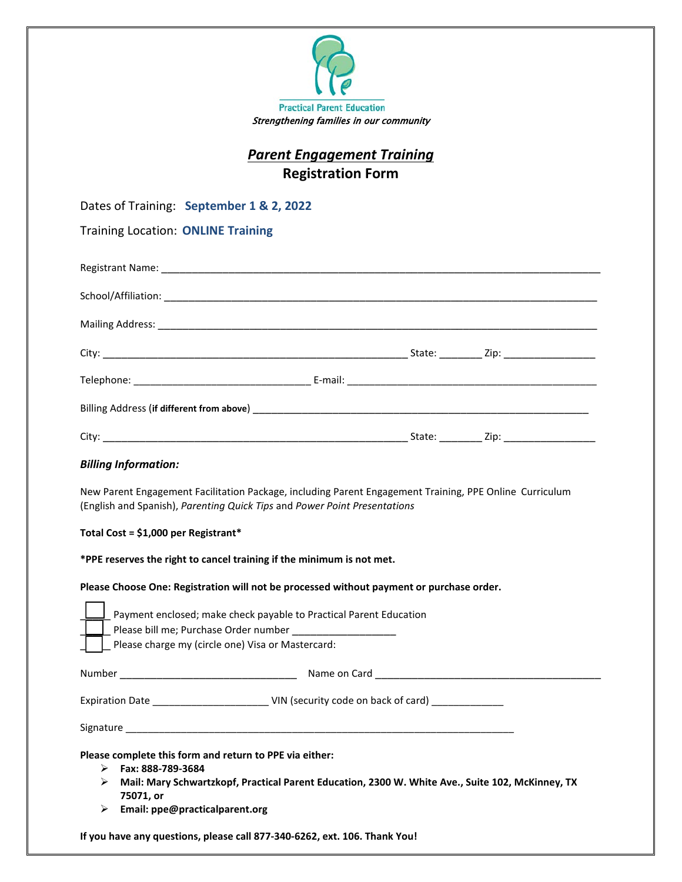Practical Parent Education

*Strengthening families in our community*

# ***Parent Engagement Training***

## **Registration Form**

Dates of Training: **September 1 & 2, 2022**

Training Location: **ONLINE Training**

Registrant Name: ______________________________________________________________

School/Affiliation: ______________________________________________________________

Mailing Address: ______________________________________________________________

City: ____________________________________________ State: _______ Zip: ________________

Telephone: ______________________________ E-mail: ____________________________________

Billing Address (**if different from above**) _____________________________________________

City: ____________________________________________ State: _______ Zip: ________________

***Billing Information:***

New Parent Engagement Facilitation Package, including Parent Engagement Training, PPE Online Curriculum (English and Spanish), *Parenting Quick Tips* and *Power Point Presentations*

**Total Cost = $1,000 per Registrant***

**\*PPE reserves the right to cancel training if the minimum is not met.**

**Please Choose One: Registration will not be processed without payment or purchase order.**

- ☐ Payment enclosed; make check payable to Practical Parent Education
- ☐ Please bill me; Purchase Order number __________________
- ☐ Please charge my (circle one) Visa or Mastercard:

Number ______________________________ Name on Card ______________________________________

Expiration Date ____________________ VIN (security code on back of card) _____________

Signature ________________________________________________________________________

**Please complete this form and return to PPE via either:**

- **Fax: 888-789-3684**
- **Mail: Mary Schwartzkopf, Practical Parent Education, 2300 W. White Ave., Suite 102, McKinney, TX 75071, or**
- **Email: ppe@practicalparent.org**

**If you have any questions, please call 877-340-6262, ext. 106. Thank You!**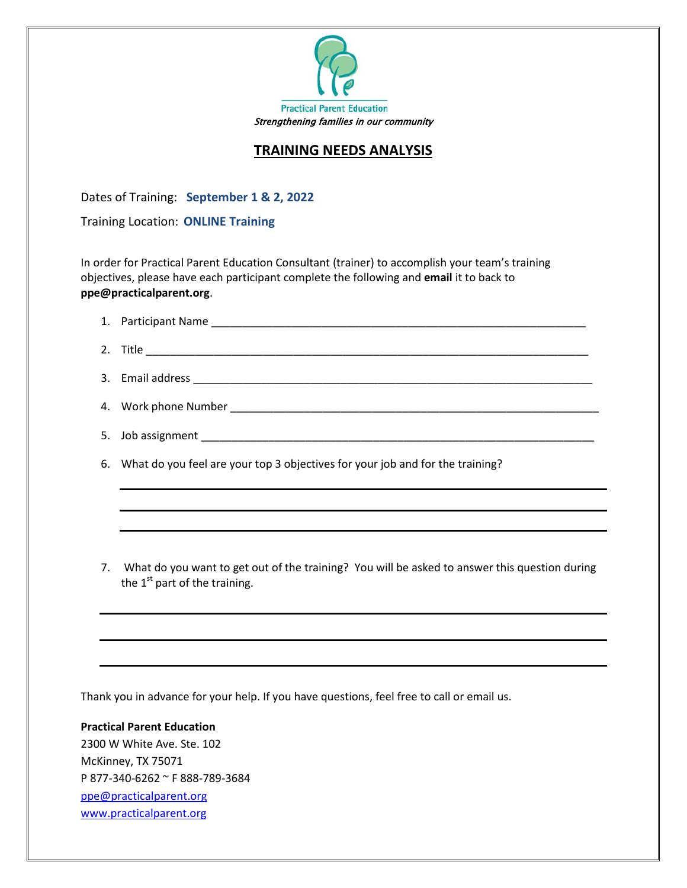Practical Parent Education

*Strengthening families in our community*

# TRAINING NEEDS ANALYSIS

Dates of Training: **September 1 & 2, 2022**

Training Location: **ONLINE Training**

In order for Practical Parent Education Consultant (trainer) to accomplish your team's training objectives, please have each participant complete the following and **email** it to back to **ppe@practicalparent.org**.

1. Participant Name ______________________________________________________________
2. Title ______________________________________________________________________
3. Email address _________________________________________________________________
4. Work phone Number ____________________________________________________________
5. Job assignment ________________________________________________________________
6. What do you feel are your top 3 objectives for your job and for the training?

______________________________________________________________________

______________________________________________________________________

______________________________________________________________________

7. What do you want to get out of the training? You will be asked to answer this question during the 1st part of the training.

______________________________________________________________________

______________________________________________________________________

______________________________________________________________________

Thank you in advance for your help. If you have questions, feel free to call or email us.

**Practical Parent Education**
2300 W White Ave. Ste. 102
McKinney, TX 75071
P 877-340-6262 ~ F 888-789-3684
ppe@practicalparent.org
www.practicalparent.org